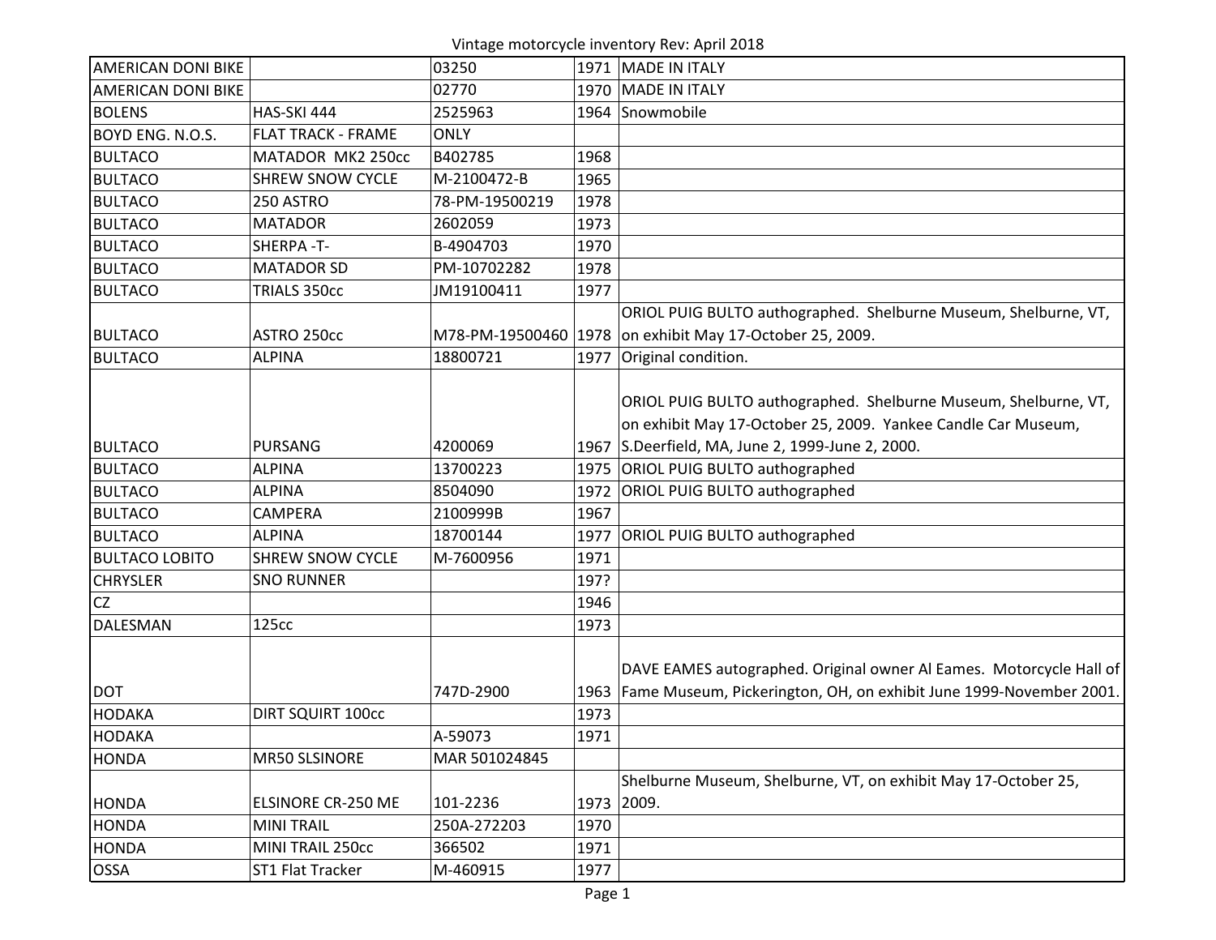Vintage motorcycle inventory Rev: April 2018

| | | | | |
|---|---|---|---|---|
| AMERICAN DONI BIKE | | 03250 | 1971 | MADE IN ITALY |
| AMERICAN DONI BIKE | | 02770 | 1970 | MADE IN ITALY |
| BOLENS | HAS-SKI 444 | 2525963 | 1964 | Snowmobile |
| BOYD ENG. N.O.S. | FLAT TRACK - FRAME | ONLY | | |
| BULTACO | MATADOR MK2 250cc | B402785 | 1968 | |
| BULTACO | SHREW SNOW CYCLE | M-2100472-B | 1965 | |
| BULTACO | 250 ASTRO | 78-PM-19500219 | 1978 | |
| BULTACO | MATADOR | 2602059 | 1973 | |
| BULTACO | SHERPA -T- | B-4904703 | 1970 | |
| BULTACO | MATADOR SD | PM-10702282 | 1978 | |
| BULTACO | TRIALS 350cc | JM19100411 | 1977 | |
| BULTACO | ASTRO 250cc | M78-PM-19500460 | 1978 | ORIOL PUIG BULTO authographed. Shelburne Museum, Shelburne, VT, on exhibit May 17-October 25, 2009. |
| BULTACO | ALPINA | 18800721 | 1977 | Original condition. |
| BULTACO | PURSANG | 4200069 | 1967 | ORIOL PUIG BULTO authographed. Shelburne Museum, Shelburne, VT, on exhibit May 17-October 25, 2009. Yankee Candle Car Museum, S.Deerfield, MA, June 2, 1999-June 2, 2000. |
| BULTACO | ALPINA | 13700223 | 1975 | ORIOL PUIG BULTO authographed |
| BULTACO | ALPINA | 8504090 | 1972 | ORIOL PUIG BULTO authographed |
| BULTACO | CAMPERA | 2100999B | 1967 | |
| BULTACO | ALPINA | 18700144 | 1977 | ORIOL PUIG BULTO authographed |
| BULTACO LOBITO | SHREW SNOW CYCLE | M-7600956 | 1971 | |
| CHRYSLER | SNO RUNNER | | 197? | |
| CZ | | | 1946 | |
| DALESMAN | 125cc | | 1973 | |
| DOT | | 747D-2900 | 1963 | DAVE EAMES autographed. Original owner Al Eames. Motorcycle Hall of Fame Museum, Pickerington, OH, on exhibit June 1999-November 2001. |
| HODAKA | DIRT SQUIRT 100cc | | 1973 | |
| HODAKA | | A-59073 | 1971 | |
| HONDA | MR50 SLSINORE | MAR 501024845 | | |
| HONDA | ELSINORE CR-250 ME | 101-2236 | 1973 | Shelburne Museum, Shelburne, VT, on exhibit May 17-October 25, 2009. |
| HONDA | MINI TRAIL | 250A-272203 | 1970 | |
| HONDA | MINI TRAIL 250cc | 366502 | 1971 | |
| OSSA | ST1 Flat Tracker | M-460915 | 1977 | |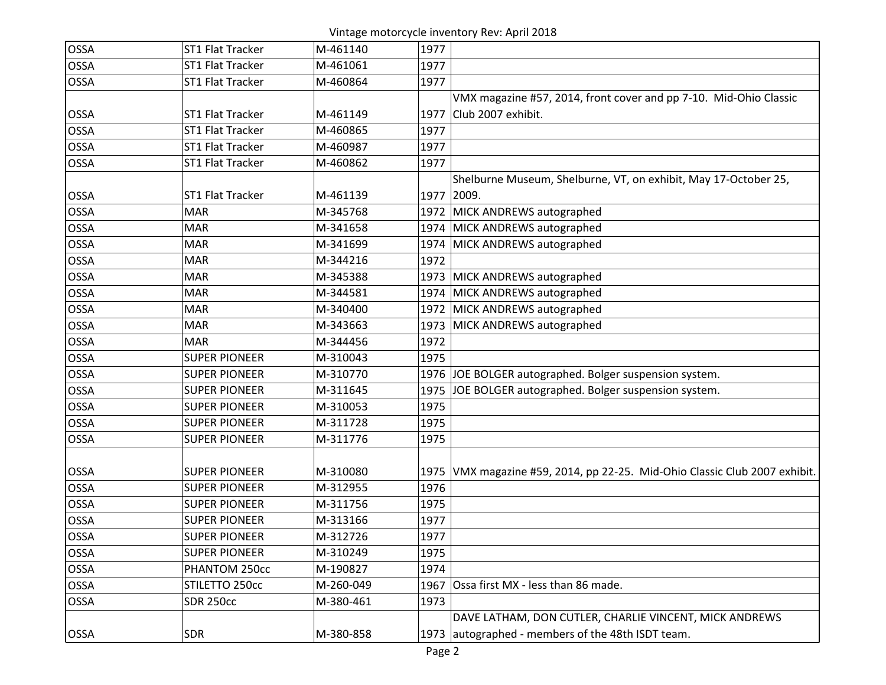| | | | | |
|---|---|---|---|---|
| OSSA | ST1 Flat Tracker | M-461140 | 1977 | |
| OSSA | ST1 Flat Tracker | M-461061 | 1977 | |
| OSSA | ST1 Flat Tracker | M-460864 | 1977 | |
| OSSA | ST1 Flat Tracker | M-461149 | 1977 | VMX magazine #57, 2014, front cover and pp 7-10. Mid-Ohio Classic Club 2007 exhibit. |
| OSSA | ST1 Flat Tracker | M-460865 | 1977 | |
| OSSA | ST1 Flat Tracker | M-460987 | 1977 | |
| OSSA | ST1 Flat Tracker | M-460862 | 1977 | |
| OSSA | ST1 Flat Tracker | M-461139 | 1977 | Shelburne Museum, Shelburne, VT, on exhibit, May 17-October 25, 2009. |
| OSSA | MAR | M-345768 | 1972 | MICK ANDREWS autographed |
| OSSA | MAR | M-341658 | 1974 | MICK ANDREWS autographed |
| OSSA | MAR | M-341699 | 1974 | MICK ANDREWS autographed |
| OSSA | MAR | M-344216 | 1972 | |
| OSSA | MAR | M-345388 | 1973 | MICK ANDREWS autographed |
| OSSA | MAR | M-344581 | 1974 | MICK ANDREWS autographed |
| OSSA | MAR | M-340400 | 1972 | MICK ANDREWS autographed |
| OSSA | MAR | M-343663 | 1973 | MICK ANDREWS autographed |
| OSSA | MAR | M-344456 | 1972 | |
| OSSA | SUPER PIONEER | M-310043 | 1975 | |
| OSSA | SUPER PIONEER | M-310770 | 1976 | JOE BOLGER autographed. Bolger suspension system. |
| OSSA | SUPER PIONEER | M-311645 | 1975 | JOE BOLGER autographed. Bolger suspension system. |
| OSSA | SUPER PIONEER | M-310053 | 1975 | |
| OSSA | SUPER PIONEER | M-311728 | 1975 | |
| OSSA | SUPER PIONEER | M-311776 | 1975 | |
| OSSA | SUPER PIONEER | M-310080 | 1975 | VMX magazine #59, 2014, pp 22-25. Mid-Ohio Classic Club 2007 exhibit. |
| OSSA | SUPER PIONEER | M-312955 | 1976 | |
| OSSA | SUPER PIONEER | M-311756 | 1975 | |
| OSSA | SUPER PIONEER | M-313166 | 1977 | |
| OSSA | SUPER PIONEER | M-312726 | 1977 | |
| OSSA | SUPER PIONEER | M-310249 | 1975 | |
| OSSA | PHANTOM 250cc | M-190827 | 1974 | |
| OSSA | STILETTO 250cc | M-260-049 | 1967 | Ossa first MX - less than 86 made. |
| OSSA | SDR 250cc | M-380-461 | 1973 | |
| OSSA | SDR | M-380-858 | 1973 | DAVE LATHAM, DON CUTLER, CHARLIE VINCENT, MICK ANDREWS autographed - members of the 48th ISDT team. |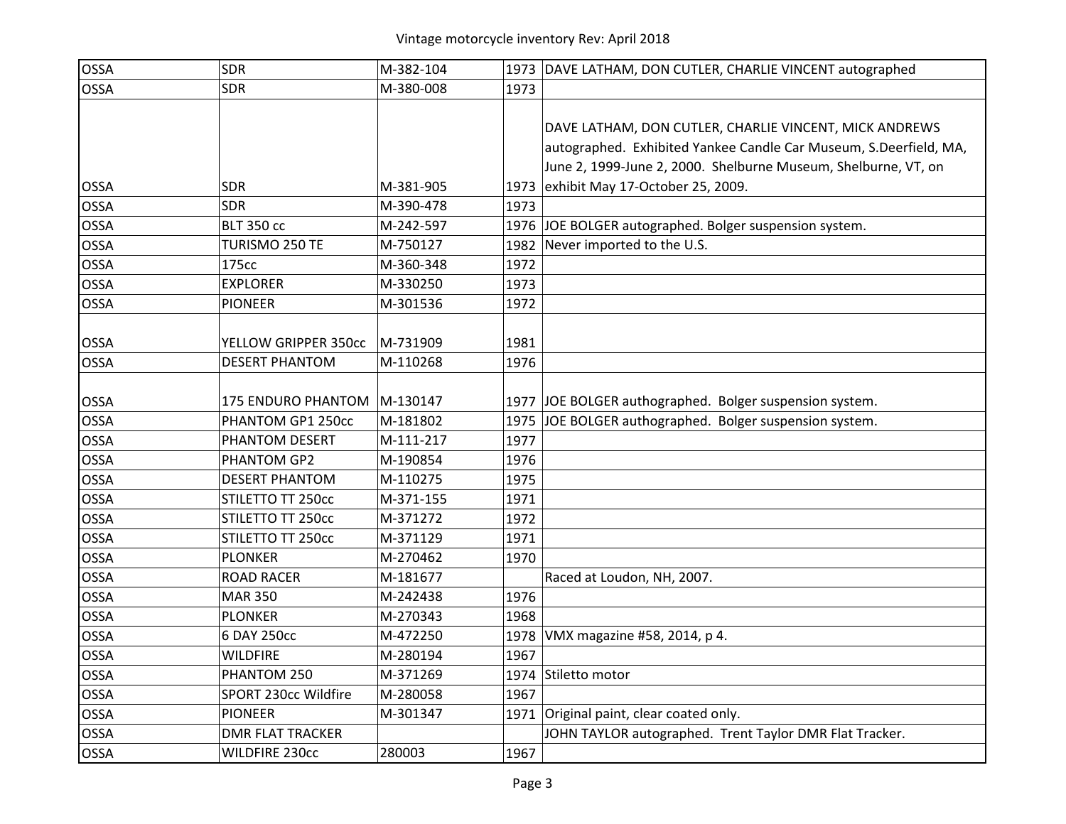| OSSA | SDR | M-382-104 | 1973 | DAVE LATHAM, DON CUTLER, CHARLIE VINCENT autographed |
|---|---|---|---|---|
| OSSA | SDR | M-380-008 | 1973 | |
| OSSA | SDR | M-381-905 | 1973 | DAVE LATHAM, DON CUTLER, CHARLIE VINCENT, MICK ANDREWS autographed. Exhibited Yankee Candle Car Museum, S.Deerfield, MA, June 2, 1999-June 2, 2000. Shelburne Museum, Shelburne, VT, on exhibit May 17-October 25, 2009. |
| OSSA | SDR | M-390-478 | 1973 | |
| OSSA | BLT 350 cc | M-242-597 | 1976 | JOE BOLGER autographed. Bolger suspension system. |
| OSSA | TURISMO 250 TE | M-750127 | 1982 | Never imported to the U.S. |
| OSSA | 175cc | M-360-348 | 1972 | |
| OSSA | EXPLORER | M-330250 | 1973 | |
| OSSA | PIONEER | M-301536 | 1972 | |
| OSSA | YELLOW GRIPPER 350cc | M-731909 | 1981 | |
| OSSA | DESERT PHANTOM | M-110268 | 1976 | |
| OSSA | 175 ENDURO PHANTOM | M-130147 | 1977 | JOE BOLGER authographed. Bolger suspension system. |
| OSSA | PHANTOM GP1 250cc | M-181802 | 1975 | JOE BOLGER authographed. Bolger suspension system. |
| OSSA | PHANTOM DESERT | M-111-217 | 1977 | |
| OSSA | PHANTOM GP2 | M-190854 | 1976 | |
| OSSA | DESERT PHANTOM | M-110275 | 1975 | |
| OSSA | STILETTO TT 250cc | M-371-155 | 1971 | |
| OSSA | STILETTO TT 250cc | M-371272 | 1972 | |
| OSSA | STILETTO TT 250cc | M-371129 | 1971 | |
| OSSA | PLONKER | M-270462 | 1970 | |
| OSSA | ROAD RACER | M-181677 | | Raced at Loudon, NH, 2007. |
| OSSA | MAR 350 | M-242438 | 1976 | |
| OSSA | PLONKER | M-270343 | 1968 | |
| OSSA | 6 DAY 250cc | M-472250 | 1978 | VMX magazine #58, 2014, p 4. |
| OSSA | WILDFIRE | M-280194 | 1967 | |
| OSSA | PHANTOM 250 | M-371269 | 1974 | Stiletto motor |
| OSSA | SPORT 230cc Wildfire | M-280058 | 1967 | |
| OSSA | PIONEER | M-301347 | 1971 | Original paint, clear coated only. |
| OSSA | DMR FLAT TRACKER | | | JOHN TAYLOR autographed. Trent Taylor DMR Flat Tracker. |
| OSSA | WILDFIRE 230cc | 280003 | 1967 | |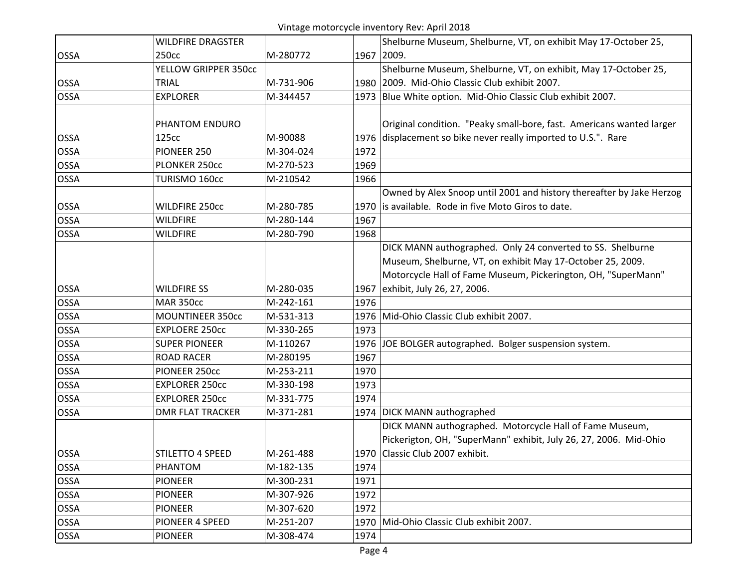| | | | | |
|---|---|---|---|---|
| OSSA | WILDFIRE DRAGSTER 250cc | M-280772 | 1967 | Shelburne Museum, Shelburne, VT, on exhibit May 17-October 25, 2009. |
| OSSA | YELLOW GRIPPER 350cc TRIAL | M-731-906 | 1980 | Shelburne Museum, Shelburne, VT, on exhibit, May 17-October 25, 2009. Mid-Ohio Classic Club exhibit 2007. |
| OSSA | EXPLORER | M-344457 | 1973 | Blue White option. Mid-Ohio Classic Club exhibit 2007. |
| OSSA | PHANTOM ENDURO 125cc | M-90088 | 1976 | Original condition. "Peaky small-bore, fast. Americans wanted larger displacement so bike never really imported to U.S.". Rare |
| OSSA | PIONEER 250 | M-304-024 | 1972 | |
| OSSA | PLONKER 250cc | M-270-523 | 1969 | |
| OSSA | TURISMO 160cc | M-210542 | 1966 | |
| OSSA | WILDFIRE 250cc | M-280-785 | 1970 | Owned by Alex Snoop until 2001 and history thereafter by Jake Herzog is available. Rode in five Moto Giros to date. |
| OSSA | WILDFIRE | M-280-144 | 1967 | |
| OSSA | WILDFIRE | M-280-790 | 1968 | |
| OSSA | WILDFIRE SS | M-280-035 | 1967 | DICK MANN authographed. Only 24 converted to SS. Shelburne Museum, Shelburne, VT, on exhibit May 17-October 25, 2009. Motorcycle Hall of Fame Museum, Pickerington, OH, "SuperMann" exhibit, July 26, 27, 2006. |
| OSSA | MAR 350cc | M-242-161 | 1976 | |
| OSSA | MOUNTINEER 350cc | M-531-313 | 1976 | Mid-Ohio Classic Club exhibit 2007. |
| OSSA | EXPLOERE 250cc | M-330-265 | 1973 | |
| OSSA | SUPER PIONEER | M-110267 | 1976 | JOE BOLGER autographed. Bolger suspension system. |
| OSSA | ROAD RACER | M-280195 | 1967 | |
| OSSA | PIONEER 250cc | M-253-211 | 1970 | |
| OSSA | EXPLORER 250cc | M-330-198 | 1973 | |
| OSSA | EXPLORER 250cc | M-331-775 | 1974 | |
| OSSA | DMR FLAT TRACKER | M-371-281 | 1974 | DICK MANN authographed |
| OSSA | STILETTO 4 SPEED | M-261-488 | 1970 | DICK MANN authographed. Motorcycle Hall of Fame Museum, Pickerigton, OH, "SuperMann" exhibit, July 26, 27, 2006. Mid-Ohio Classic Club 2007 exhibit. |
| OSSA | PHANTOM | M-182-135 | 1974 | |
| OSSA | PIONEER | M-300-231 | 1971 | |
| OSSA | PIONEER | M-307-926 | 1972 | |
| OSSA | PIONEER | M-307-620 | 1972 | |
| OSSA | PIONEER 4 SPEED | M-251-207 | 1970 | Mid-Ohio Classic Club exhibit 2007. |
| OSSA | PIONEER | M-308-474 | 1974 | |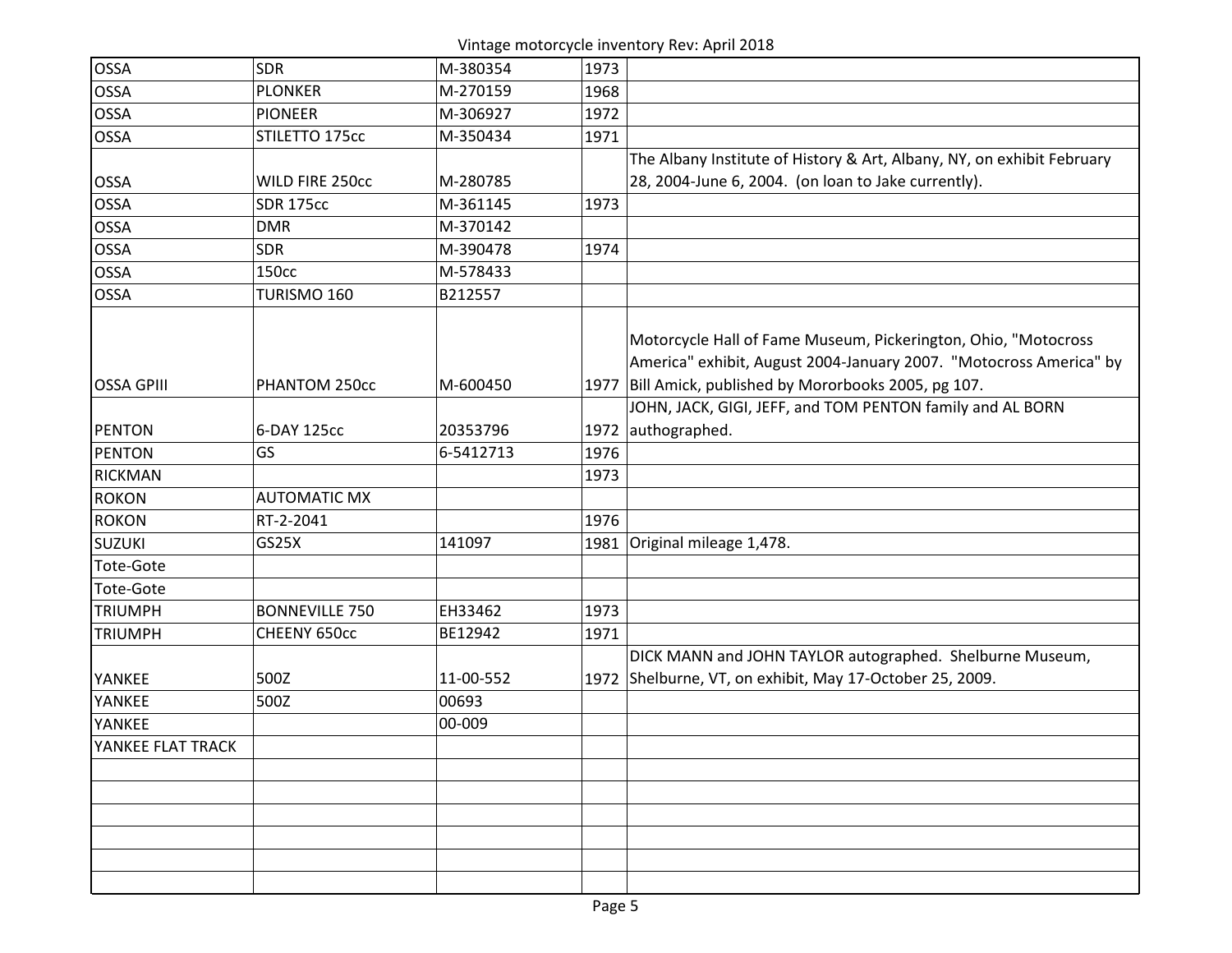Vintage motorcycle inventory Rev: April 2018

| | | | | |
|---|---|---|---|---|
| OSSA | SDR | M-380354 | 1973 | |
| OSSA | PLONKER | M-270159 | 1968 | |
| OSSA | PIONEER | M-306927 | 1972 | |
| OSSA | STILETTO 175cc | M-350434 | 1971 | |
| OSSA | WILD FIRE 250cc | M-280785 | | The Albany Institute of History & Art, Albany, NY, on exhibit February 28, 2004-June 6, 2004. (on loan to Jake currently). |
| OSSA | SDR 175cc | M-361145 | 1973 | |
| OSSA | DMR | M-370142 | | |
| OSSA | SDR | M-390478 | 1974 | |
| OSSA | 150cc | M-578433 | | |
| OSSA | TURISMO 160 | B212557 | | |
| OSSA GPIII | PHANTOM 250cc | M-600450 | 1977 | Motorcycle Hall of Fame Museum, Pickerington, Ohio, "Motocross America" exhibit, August 2004-January 2007. "Motocross America" by Bill Amick, published by Mororbooks 2005, pg 107. |
| PENTON | 6-DAY 125cc | 20353796 | 1972 | JOHN, JACK, GIGI, JEFF, and TOM PENTON family and AL BORN authographed. |
| PENTON | GS | 6-5412713 | 1976 | |
| RICKMAN | | | 1973 | |
| ROKON | AUTOMATIC MX | | | |
| ROKON | RT-2-2041 | | 1976 | |
| SUZUKI | GS25X | 141097 | 1981 | Original mileage 1,478. |
| Tote-Gote | | | | |
| Tote-Gote | | | | |
| TRIUMPH | BONNEVILLE 750 | EH33462 | 1973 | |
| TRIUMPH | CHEENY 650cc | BE12942 | 1971 | |
| YANKEE | 500Z | 11-00-552 | 1972 | DICK MANN and JOHN TAYLOR autographed. Shelburne Museum, Shelburne, VT, on exhibit, May 17-October 25, 2009. |
| YANKEE | 500Z | 00693 | | |
| YANKEE | | 00-009 | | |
| YANKEE FLAT TRACK | | | | |
| | | | | |
| | | | | |
| | | | | |
| | | | | |
| | | | | |
| | | | | |